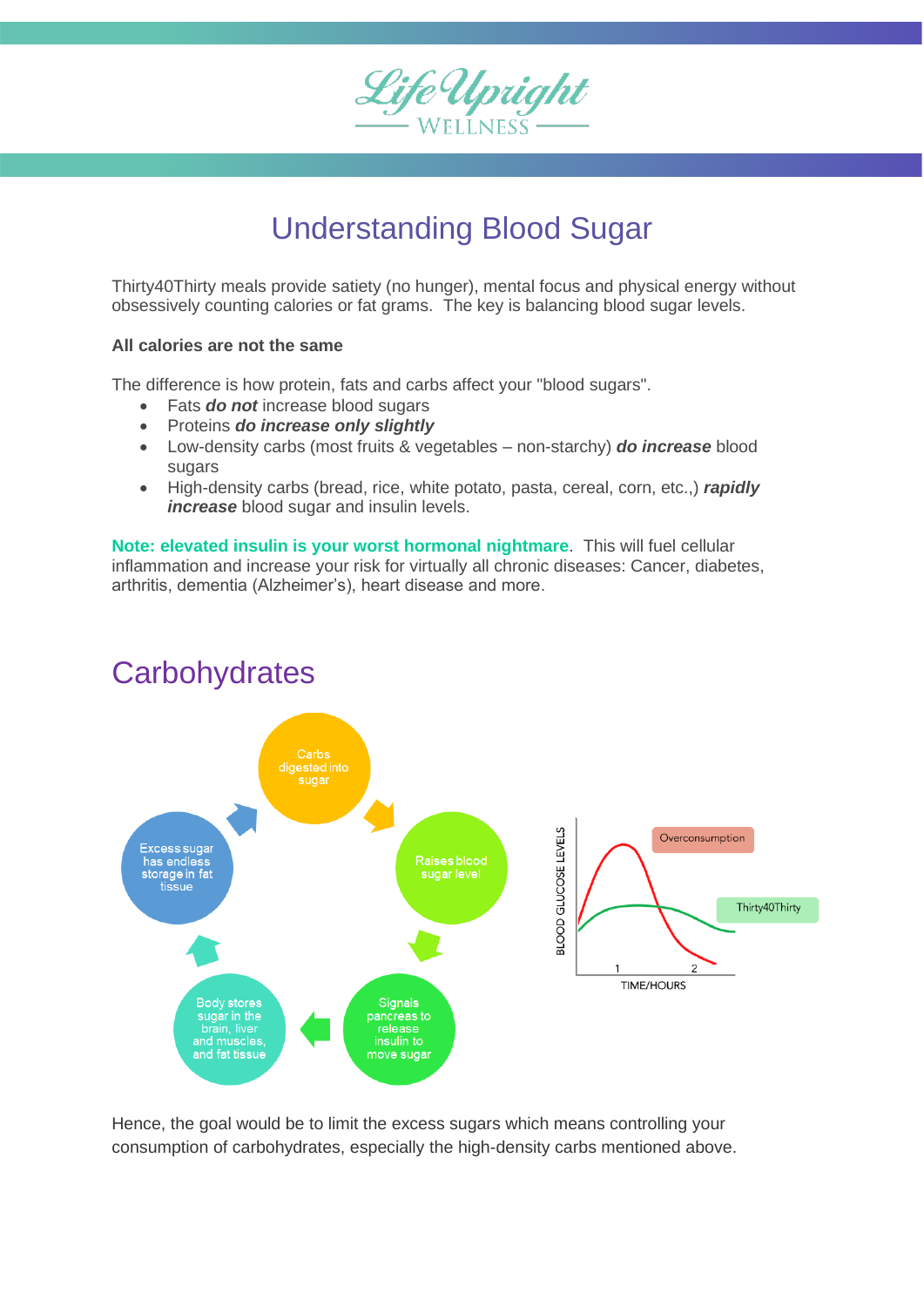# Understanding Blood Sugar

Thirty40Thirty meals provide satiety (no hunger), mental focus and physical energy without obsessively counting calories or fat grams. The key is balancing blood sugar levels.

**All calories are not the same**

The difference is how protein, fats and carbs affect your "blood sugars".

- Fats ***do not*** increase blood sugars
- Proteins ***do increase only slightly***
- Low-density carbs (most fruits & vegetables – non-starchy) ***do increase*** blood sugars
- High-density carbs (bread, rice, white potato, pasta, cereal, corn, etc.,) ***rapidly increase*** blood sugar and insulin levels.

**Note: elevated insulin is your worst hormonal nightmare**. This will fuel cellular inflammation and increase your risk for virtually all chronic diseases: Cancer, diabetes, arthritis, dementia (Alzheimer's), heart disease and more.

## Carbohydrates

Carbs digested into sugar → Raises blood sugar level → Signals pancreas to release insulin to move sugar → Body stores sugar in the brain, liver and muscles, and fat tissue → Excess sugar has endless storage in fat tissue

BLOOD GLUCOSE LEVELS — TIME/HOURS (1, 2) — Overconsumption — Thirty40Thirty

Hence, the goal would be to limit the excess sugars which means controlling your consumption of carbohydrates, especially the high-density carbs mentioned above.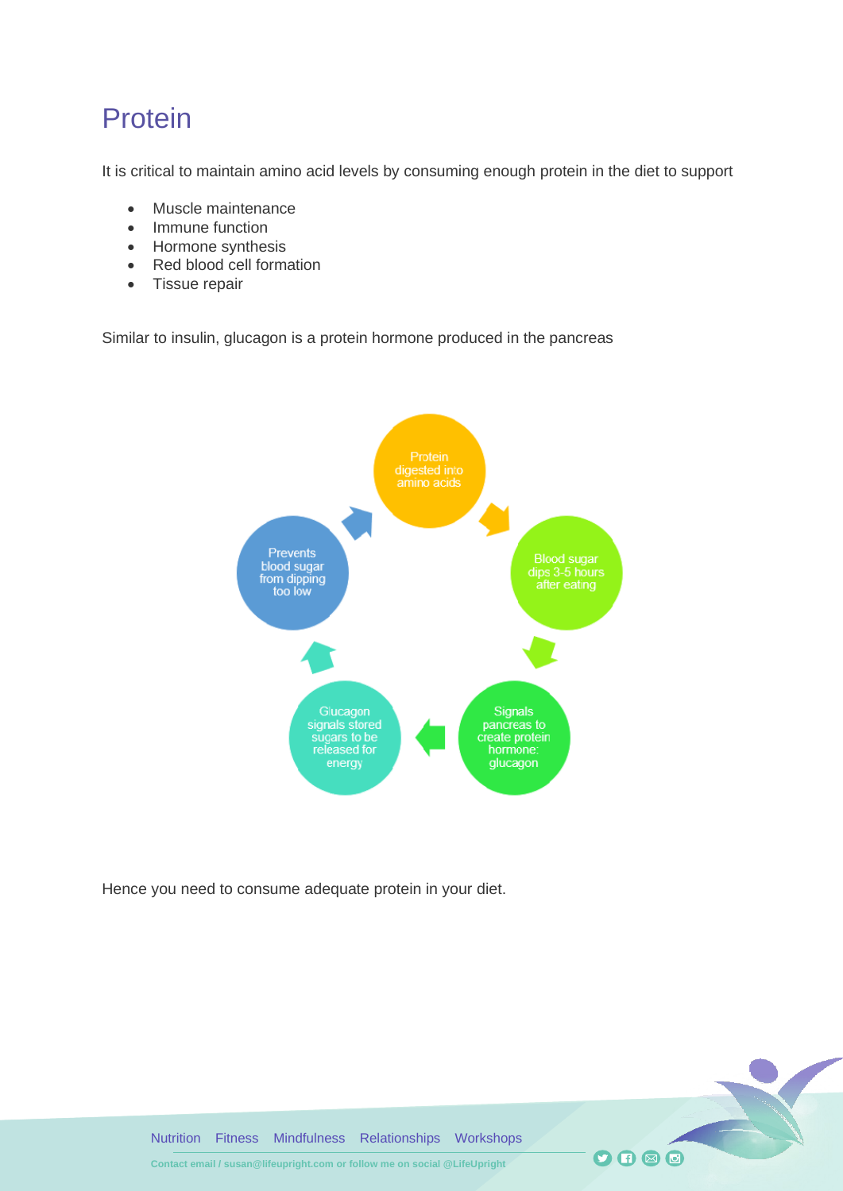# Protein

It is critical to maintain amino acid levels by consuming enough protein in the diet to support

- Muscle maintenance
- Immune function
- Hormone synthesis
- Red blood cell formation
- Tissue repair

Similar to insulin, glucagon is a protein hormone produced in the pancreas

Protein digested into amino acids

Blood sugar dips 3-5 hours after eating

Signals pancreas to create protein hormone: glucagon

Glucagon signals stored sugars to be released for energy

Prevents blood sugar from dipping too low

Hence you need to consume adequate protein in your diet.

Nutrition Fitness Mindfulness Relationships Workshops

Contact email / susan@lifeupright.com or follow me on social @LifeUpright